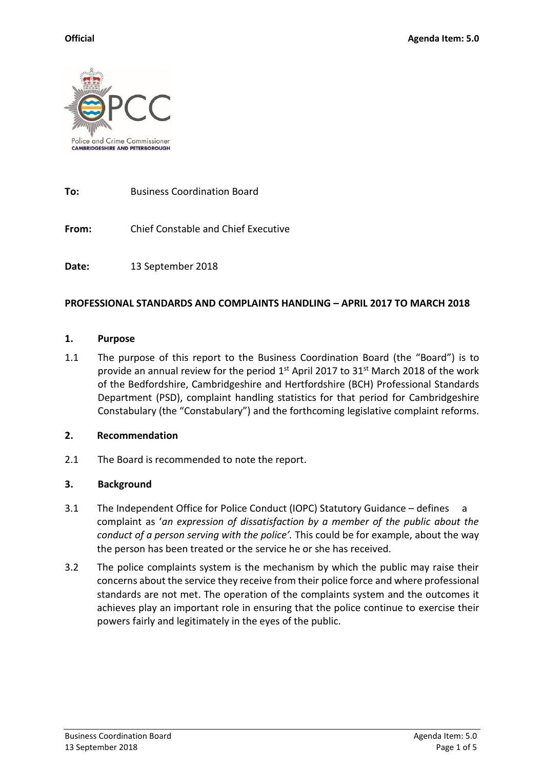**Official** **Agenda Item: 5.0**

**To:** Business Coordination Board

**From:** Chief Constable and Chief Executive

**Date:** 13 September 2018

**PROFESSIONAL STANDARDS AND COMPLAINTS HANDLING – APRIL 2017 TO MARCH 2018**

**1. Purpose**

1.1 The purpose of this report to the Business Coordination Board (the "Board") is to provide an annual review for the period 1st April 2017 to 31st March 2018 of the work of the Bedfordshire, Cambridgeshire and Hertfordshire (BCH) Professional Standards Department (PSD), complaint handling statistics for that period for Cambridgeshire Constabulary (the "Constabulary") and the forthcoming legislative complaint reforms.

**2. Recommendation**

2.1 The Board is recommended to note the report.

**3. Background**

3.1 The Independent Office for Police Conduct (IOPC) Statutory Guidance – defines a complaint as '*an expression of dissatisfaction by a member of the public about the conduct of a person serving with the police'.* This could be for example, about the way the person has been treated or the service he or she has received.

3.2 The police complaints system is the mechanism by which the public may raise their concerns about the service they receive from their police force and where professional standards are not met. The operation of the complaints system and the outcomes it achieves play an important role in ensuring that the police continue to exercise their powers fairly and legitimately in the eyes of the public.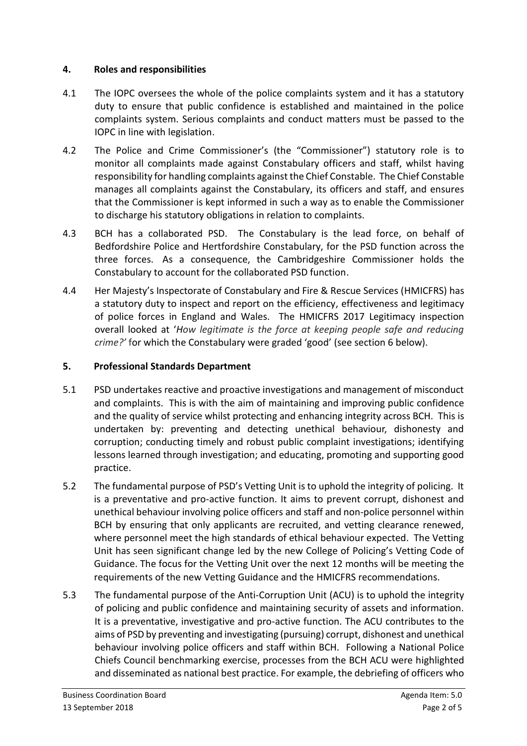## 4. Roles and responsibilities

4.1 The IOPC oversees the whole of the police complaints system and it has a statutory duty to ensure that public confidence is established and maintained in the police complaints system. Serious complaints and conduct matters must be passed to the IOPC in line with legislation.

4.2 The Police and Crime Commissioner's (the "Commissioner") statutory role is to monitor all complaints made against Constabulary officers and staff, whilst having responsibility for handling complaints against the Chief Constable. The Chief Constable manages all complaints against the Constabulary, its officers and staff, and ensures that the Commissioner is kept informed in such a way as to enable the Commissioner to discharge his statutory obligations in relation to complaints.

4.3 BCH has a collaborated PSD. The Constabulary is the lead force, on behalf of Bedfordshire Police and Hertfordshire Constabulary, for the PSD function across the three forces. As a consequence, the Cambridgeshire Commissioner holds the Constabulary to account for the collaborated PSD function.

4.4 Her Majesty's Inspectorate of Constabulary and Fire & Rescue Services (HMICFRS) has a statutory duty to inspect and report on the efficiency, effectiveness and legitimacy of police forces in England and Wales. The HMICFRS 2017 Legitimacy inspection overall looked at '*How legitimate is the force at keeping people safe and reducing crime?*' for which the Constabulary were graded 'good' (see section 6 below).

## 5. Professional Standards Department

5.1 PSD undertakes reactive and proactive investigations and management of misconduct and complaints. This is with the aim of maintaining and improving public confidence and the quality of service whilst protecting and enhancing integrity across BCH. This is undertaken by: preventing and detecting unethical behaviour, dishonesty and corruption; conducting timely and robust public complaint investigations; identifying lessons learned through investigation; and educating, promoting and supporting good practice.

5.2 The fundamental purpose of PSD's Vetting Unit is to uphold the integrity of policing. It is a preventative and pro-active function. It aims to prevent corrupt, dishonest and unethical behaviour involving police officers and staff and non-police personnel within BCH by ensuring that only applicants are recruited, and vetting clearance renewed, where personnel meet the high standards of ethical behaviour expected. The Vetting Unit has seen significant change led by the new College of Policing's Vetting Code of Guidance. The focus for the Vetting Unit over the next 12 months will be meeting the requirements of the new Vetting Guidance and the HMICFRS recommendations.

5.3 The fundamental purpose of the Anti-Corruption Unit (ACU) is to uphold the integrity of policing and public confidence and maintaining security of assets and information. It is a preventative, investigative and pro-active function. The ACU contributes to the aims of PSD by preventing and investigating (pursuing) corrupt, dishonest and unethical behaviour involving police officers and staff within BCH. Following a National Police Chiefs Council benchmarking exercise, processes from the BCH ACU were highlighted and disseminated as national best practice. For example, the debriefing of officers who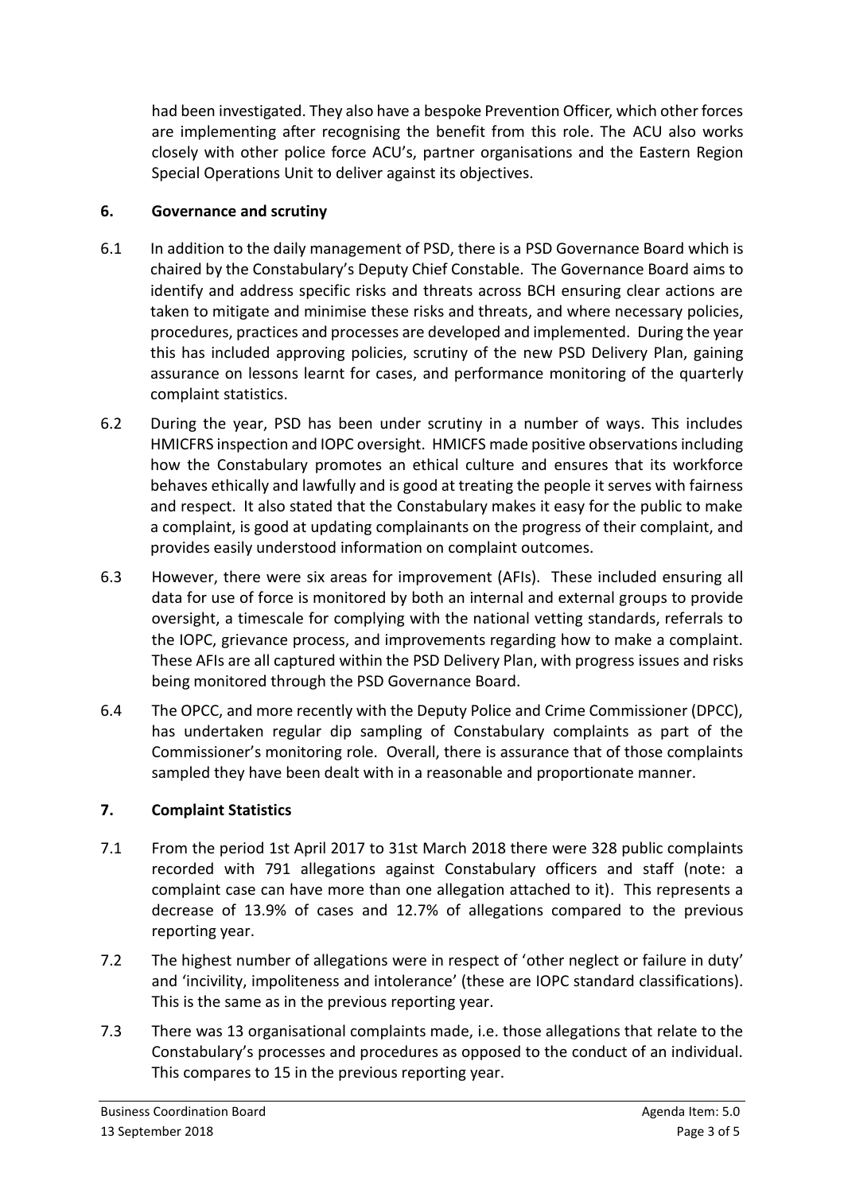had been investigated. They also have a bespoke Prevention Officer, which other forces are implementing after recognising the benefit from this role. The ACU also works closely with other police force ACU's, partner organisations and the Eastern Region Special Operations Unit to deliver against its objectives.

## 6. Governance and scrutiny

6.1 In addition to the daily management of PSD, there is a PSD Governance Board which is chaired by the Constabulary's Deputy Chief Constable. The Governance Board aims to identify and address specific risks and threats across BCH ensuring clear actions are taken to mitigate and minimise these risks and threats, and where necessary policies, procedures, practices and processes are developed and implemented. During the year this has included approving policies, scrutiny of the new PSD Delivery Plan, gaining assurance on lessons learnt for cases, and performance monitoring of the quarterly complaint statistics.

6.2 During the year, PSD has been under scrutiny in a number of ways. This includes HMICFRS inspection and IOPC oversight. HMICFS made positive observations including how the Constabulary promotes an ethical culture and ensures that its workforce behaves ethically and lawfully and is good at treating the people it serves with fairness and respect. It also stated that the Constabulary makes it easy for the public to make a complaint, is good at updating complainants on the progress of their complaint, and provides easily understood information on complaint outcomes.

6.3 However, there were six areas for improvement (AFIs). These included ensuring all data for use of force is monitored by both an internal and external groups to provide oversight, a timescale for complying with the national vetting standards, referrals to the IOPC, grievance process, and improvements regarding how to make a complaint. These AFIs are all captured within the PSD Delivery Plan, with progress issues and risks being monitored through the PSD Governance Board.

6.4 The OPCC, and more recently with the Deputy Police and Crime Commissioner (DPCC), has undertaken regular dip sampling of Constabulary complaints as part of the Commissioner's monitoring role. Overall, there is assurance that of those complaints sampled they have been dealt with in a reasonable and proportionate manner.

## 7. Complaint Statistics

7.1 From the period 1st April 2017 to 31st March 2018 there were 328 public complaints recorded with 791 allegations against Constabulary officers and staff (note: a complaint case can have more than one allegation attached to it). This represents a decrease of 13.9% of cases and 12.7% of allegations compared to the previous reporting year.

7.2 The highest number of allegations were in respect of 'other neglect or failure in duty' and 'incivility, impoliteness and intolerance' (these are IOPC standard classifications). This is the same as in the previous reporting year.

7.3 There was 13 organisational complaints made, i.e. those allegations that relate to the Constabulary's processes and procedures as opposed to the conduct of an individual. This compares to 15 in the previous reporting year.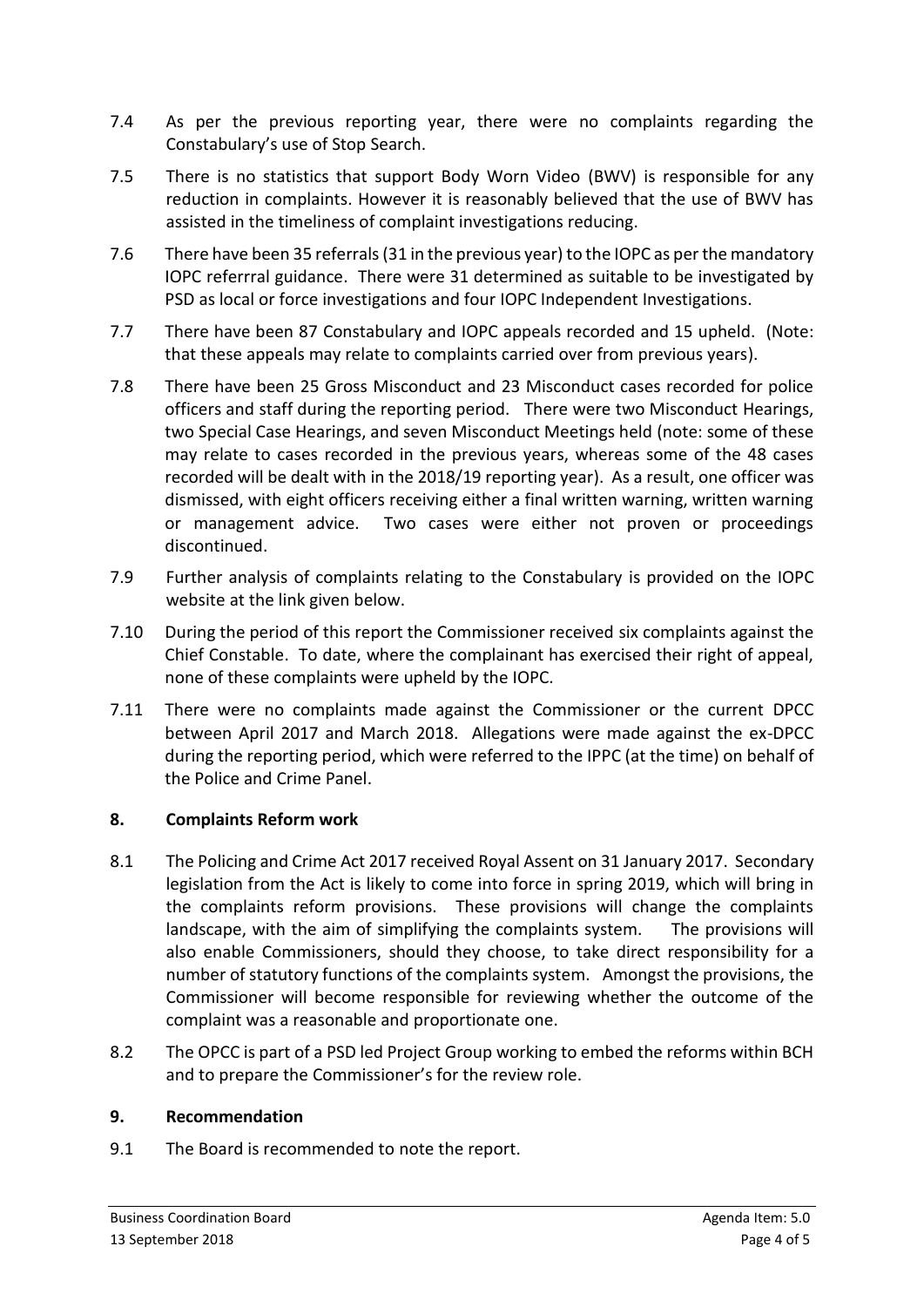7.4 As per the previous reporting year, there were no complaints regarding the Constabulary's use of Stop Search.

7.5 There is no statistics that support Body Worn Video (BWV) is responsible for any reduction in complaints. However it is reasonably believed that the use of BWV has assisted in the timeliness of complaint investigations reducing.

7.6 There have been 35 referrals (31 in the previous year) to the IOPC as per the mandatory IOPC referrral guidance. There were 31 determined as suitable to be investigated by PSD as local or force investigations and four IOPC Independent Investigations.

7.7 There have been 87 Constabulary and IOPC appeals recorded and 15 upheld. (Note: that these appeals may relate to complaints carried over from previous years).

7.8 There have been 25 Gross Misconduct and 23 Misconduct cases recorded for police officers and staff during the reporting period. There were two Misconduct Hearings, two Special Case Hearings, and seven Misconduct Meetings held (note: some of these may relate to cases recorded in the previous years, whereas some of the 48 cases recorded will be dealt with in the 2018/19 reporting year). As a result, one officer was dismissed, with eight officers receiving either a final written warning, written warning or management advice. Two cases were either not proven or proceedings discontinued.

7.9 Further analysis of complaints relating to the Constabulary is provided on the IOPC website at the link given below.

7.10 During the period of this report the Commissioner received six complaints against the Chief Constable. To date, where the complainant has exercised their right of appeal, none of these complaints were upheld by the IOPC.

7.11 There were no complaints made against the Commissioner or the current DPCC between April 2017 and March 2018. Allegations were made against the ex-DPCC during the reporting period, which were referred to the IPPC (at the time) on behalf of the Police and Crime Panel.

## 8. Complaints Reform work

8.1 The Policing and Crime Act 2017 received Royal Assent on 31 January 2017. Secondary legislation from the Act is likely to come into force in spring 2019, which will bring in the complaints reform provisions. These provisions will change the complaints landscape, with the aim of simplifying the complaints system. The provisions will also enable Commissioners, should they choose, to take direct responsibility for a number of statutory functions of the complaints system. Amongst the provisions, the Commissioner will become responsible for reviewing whether the outcome of the complaint was a reasonable and proportionate one.

8.2 The OPCC is part of a PSD led Project Group working to embed the reforms within BCH and to prepare the Commissioner's for the review role.

## 9. Recommendation

9.1 The Board is recommended to note the report.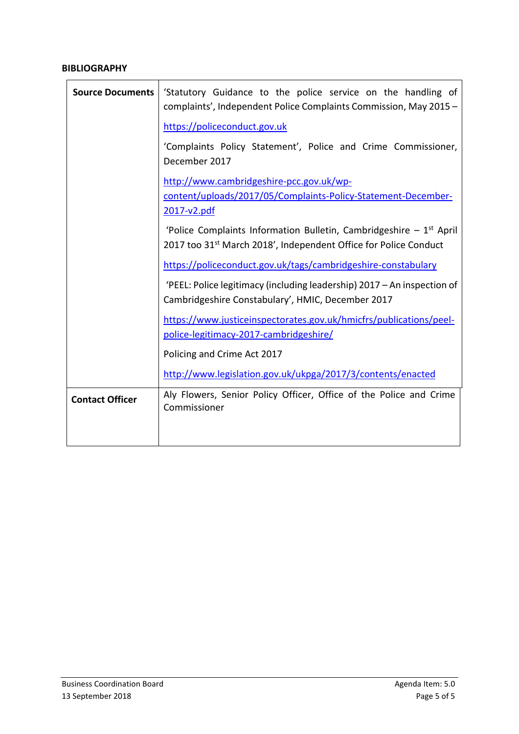**BIBLIOGRAPHY**

| | |
|---|---|
| **Source Documents** | 'Statutory Guidance to the police service on the handling of complaints', Independent Police Complaints Commission, May 2015 – <br><br> https://policeconduct.gov.uk <br><br> 'Complaints Policy Statement', Police and Crime Commissioner, December 2017 <br><br> http://www.cambridgeshire-pcc.gov.uk/wp-content/uploads/2017/05/Complaints-Policy-Statement-December-2017-v2.pdf <br><br> 'Police Complaints Information Bulletin, Cambridgeshire – 1st April 2017 too 31st March 2018', Independent Office for Police Conduct <br><br> https://policeconduct.gov.uk/tags/cambridgeshire-constabulary <br><br> 'PEEL: Police legitimacy (including leadership) 2017 – An inspection of Cambridgeshire Constabulary', HMIC, December 2017 <br><br> https://www.justiceinspectorates.gov.uk/hmicfrs/publications/peel-police-legitimacy-2017-cambridgeshire/ <br><br> Policing and Crime Act 2017 <br><br> http://www.legislation.gov.uk/ukpga/2017/3/contents/enacted |
| **Contact Officer** | Aly Flowers, Senior Policy Officer, Office of the Police and Crime Commissioner |